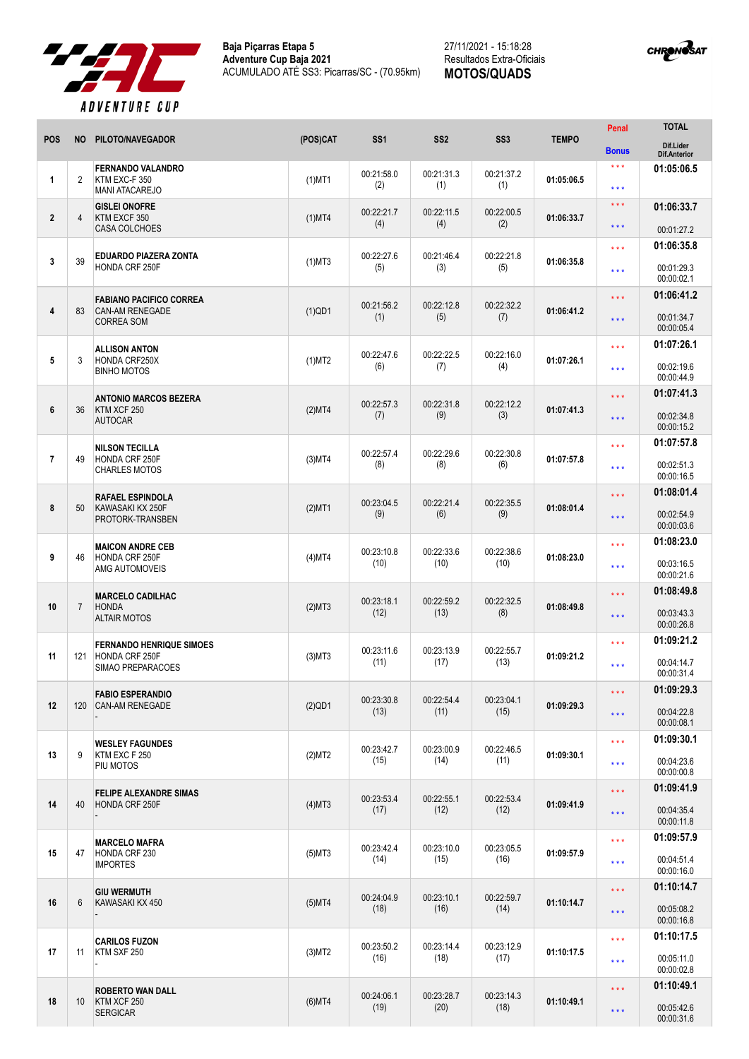**Baja Piçarras Etapa 5**
**Adventure Cup Baja 2021**
ACUMULADO ATÉ SS3: Picarras/SC - (70.95km)

27/11/2021 - 15:18:28
Resultados Extra-Oficiais
**MOTOS/QUADS**

| POS | NO | PILOTO/NAVEGADOR | (POS)CAT | SS1 | SS2 | SS3 | TEMPO | Penal / Bonus | TOTAL / Dif.Lider / Dif.Anterior |
|---|---|---|---|---|---|---|---|---|---|
| 1 | 2 | **FERNANDO VALANDRO** KTM EXC-F 350 MANI ATACAREJO | (1)MT1 | 00:21:58.0 (2) | 00:21:31.3 (1) | 00:21:37.2 (1) | 01:05:06.5 | *** *** | **01:05:06.5** |
| 2 | 4 | **GISLEI ONOFRE** KTM EXCF 350 CASA COLCHOES | (1)MT4 | 00:22:21.7 (4) | 00:22:11.5 (4) | 00:22:00.5 (2) | 01:06:33.7 | *** *** | **01:06:33.7** 00:01:27.2 |
| 3 | 39 | **EDUARDO PIAZERA ZONTA** HONDA CRF 250F | (1)MT3 | 00:22:27.6 (5) | 00:21:46.4 (3) | 00:22:21.8 (5) | 01:06:35.8 | *** *** | **01:06:35.8** 00:01:29.3 00:00:02.1 |
| 4 | 83 | **FABIANO PACIFICO CORREA** CAN-AM RENEGADE CORREA SOM | (1)QD1 | 00:21:56.2 (1) | 00:22:12.8 (5) | 00:22:32.2 (7) | 01:06:41.2 | *** *** | **01:06:41.2** 00:01:34.7 00:00:05.4 |
| 5 | 3 | **ALLISON ANTON** HONDA CRF250X BINHO MOTOS | (1)MT2 | 00:22:47.6 (6) | 00:22:22.5 (7) | 00:22:16.0 (4) | 01:07:26.1 | *** *** | **01:07:26.1** 00:02:19.6 00:00:44.9 |
| 6 | 36 | **ANTONIO MARCOS BEZERA** KTM XCF 250 AUTOCAR | (2)MT4 | 00:22:57.3 (7) | 00:22:31.8 (9) | 00:22:12.2 (3) | 01:07:41.3 | *** *** | **01:07:41.3** 00:02:34.8 00:00:15.2 |
| 7 | 49 | **NILSON TECILLA** HONDA CRF 250F CHARLES MOTOS | (3)MT4 | 00:22:57.4 (8) | 00:22:29.6 (8) | 00:22:30.8 (6) | 01:07:57.8 | *** *** | **01:07:57.8** 00:02:51.3 00:00:16.5 |
| 8 | 50 | **RAFAEL ESPINDOLA** KAWASAKI KX 250F PROTORK-TRANSBEN | (2)MT1 | 00:23:04.5 (9) | 00:22:21.4 (6) | 00:22:35.5 (9) | 01:08:01.4 | *** *** | **01:08:01.4** 00:02:54.9 00:00:03.6 |
| 9 | 46 | **MAICON ANDRE CEB** HONDA CRF 250F AMG AUTOMOVEIS | (4)MT4 | 00:23:10.8 (10) | 00:22:33.6 (10) | 00:22:38.6 (10) | 01:08:23.0 | *** *** | **01:08:23.0** 00:03:16.5 00:00:21.6 |
| 10 | 7 | **MARCELO CADILHAC** HONDA ALTAIR MOTOS | (2)MT3 | 00:23:18.1 (12) | 00:22:59.2 (13) | 00:22:32.5 (8) | 01:08:49.8 | *** *** | **01:08:49.8** 00:03:43.3 00:00:26.8 |
| 11 | 121 | **FERNANDO HENRIQUE SIMOES** HONDA CRF 250F SIMAO PREPARACOES | (3)MT3 | 00:23:11.6 (11) | 00:23:13.9 (17) | 00:22:55.7 (13) | 01:09:21.2 | *** *** | **01:09:21.2** 00:04:14.7 00:00:31.4 |
| 12 | 120 | **FABIO ESPERANDIO** CAN-AM RENEGADE - | (2)QD1 | 00:23:30.8 (13) | 00:22:54.4 (11) | 00:23:04.1 (15) | 01:09:29.3 | *** *** | **01:09:29.3** 00:04:22.8 00:00:08.1 |
| 13 | 9 | **WESLEY FAGUNDES** KTM EXC F 250 PIU MOTOS | (2)MT2 | 00:23:42.7 (15) | 00:23:00.9 (14) | 00:22:46.5 (11) | 01:09:30.1 | *** *** | **01:09:30.1** 00:04:23.6 00:00:00.8 |
| 14 | 40 | **FELIPE ALEXANDRE SIMAS** HONDA CRF 250F - | (4)MT3 | 00:23:53.4 (17) | 00:22:55.1 (12) | 00:22:53.4 (12) | 01:09:41.9 | *** *** | **01:09:41.9** 00:04:35.4 00:00:11.8 |
| 15 | 47 | **MARCELO MAFRA** HONDA CRF 230 IMPORTES | (5)MT3 | 00:23:42.4 (14) | 00:23:10.0 (15) | 00:23:05.5 (16) | 01:09:57.9 | *** *** | **01:09:57.9** 00:04:51.4 00:00:16.0 |
| 16 | 6 | **GIU WERMUTH** KAWASAKI KX 450 - | (5)MT4 | 00:24:04.9 (18) | 00:23:10.1 (16) | 00:22:59.7 (14) | 01:10:14.7 | *** *** | **01:10:14.7** 00:05:08.2 00:00:16.8 |
| 17 | 11 | **CARILOS FUZON** KTM SXF 250 - | (3)MT2 | 00:23:50.2 (16) | 00:23:14.4 (18) | 00:23:12.9 (17) | 01:10:17.5 | *** *** | **01:10:17.5** 00:05:11.0 00:00:02.8 |
| 18 | 10 | **ROBERTO WAN DALL** KTM XCF 250 SERGICAR | (6)MT4 | 00:24:06.1 (19) | 00:23:28.7 (20) | 00:23:14.3 (18) | 01:10:49.1 | *** *** | **01:10:49.1** 00:05:42.6 00:00:31.6 |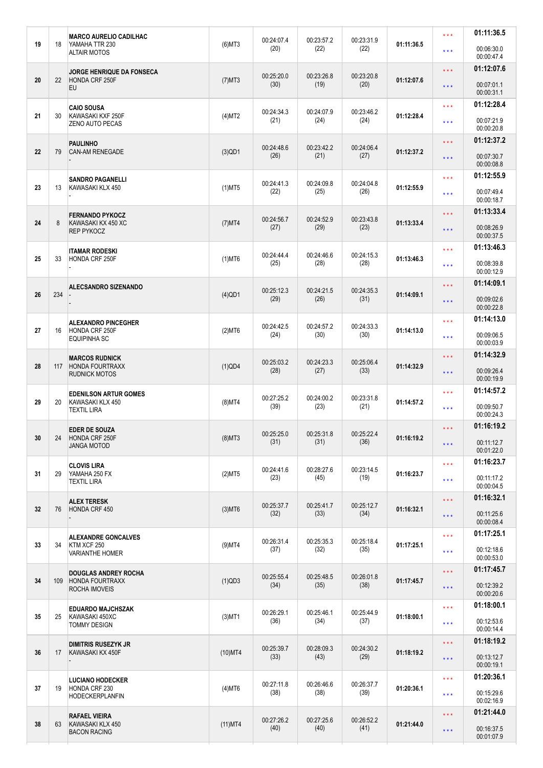| | | | | | | | | | |
|---|---|---|---|---|---|---|---|---|---|
| 19 | 18 | **MARCO AURELIO CADILHAC**<br>YAMAHA TTR 230<br>ALTAIR MOTOS | (6)MT3 | 00:24:07.4<br>(20) | 00:23:57.2<br>(22) | 00:23:31.9<br>(22) | **01:11:36.5** | \*\*\*<br>\*\*\* | **01:11:36.5**<br>00:06:30.0<br>00:00:47.4 |
| 20 | 22 | **JORGE HENRIQUE DA FONSECA**<br>HONDA CRF 250F<br>EU | (7)MT3 | 00:25:20.0<br>(30) | 00:23:26.8<br>(19) | 00:23:20.8<br>(20) | **01:12:07.6** | \*\*\*<br>\*\*\* | **01:12:07.6**<br>00:07:01.1<br>00:00:31.1 |
| 21 | 30 | **CAIO SOUSA**<br>KAWASAKI KXF 250F<br>ZENO AUTO PECAS | (4)MT2 | 00:24:34.3<br>(21) | 00:24:07.9<br>(24) | 00:23:46.2<br>(24) | **01:12:28.4** | \*\*\*<br>\*\*\* | **01:12:28.4**<br>00:07:21.9<br>00:00:20.8 |
| 22 | 79 | **PAULINHO**<br>CAN-AM RENEGADE<br>- | (3)QD1 | 00:24:48.6<br>(26) | 00:23:42.2<br>(21) | 00:24:06.4<br>(27) | **01:12:37.2** | \*\*\*<br>\*\*\* | **01:12:37.2**<br>00:07:30.7<br>00:00:08.8 |
| 23 | 13 | **SANDRO PAGANELLI**<br>KAWASAKI KLX 450<br>- | (1)MT5 | 00:24:41.3<br>(22) | 00:24:09.8<br>(25) | 00:24:04.8<br>(26) | **01:12:55.9** | \*\*\*<br>\*\*\* | **01:12:55.9**<br>00:07:49.4<br>00:00:18.7 |
| 24 | 8 | **FERNANDO PYKOCZ**<br>KAWASAKI KX 450 XC<br>REP PYKOCZ | (7)MT4 | 00:24:56.7<br>(27) | 00:24:52.9<br>(29) | 00:23:43.8<br>(23) | **01:13:33.4** | \*\*\*<br>\*\*\* | **01:13:33.4**<br>00:08:26.9<br>00:00:37.5 |
| 25 | 33 | **ITAMAR RODESKI**<br>HONDA CRF 250F<br>- | (1)MT6 | 00:24:44.4<br>(25) | 00:24:46.6<br>(28) | 00:24:15.3<br>(28) | **01:13:46.3** | \*\*\*<br>\*\*\* | **01:13:46.3**<br>00:08:39.8<br>00:00:12.9 |
| 26 | 234 | **ALECSANDRO SIZENANDO**<br>-<br>- | (4)QD1 | 00:25:12.3<br>(29) | 00:24:21.5<br>(26) | 00:24:35.3<br>(31) | **01:14:09.1** | \*\*\*<br>\*\*\* | **01:14:09.1**<br>00:09:02.6<br>00:00:22.8 |
| 27 | 16 | **ALEXANDRO PINCEGHER**<br>HONDA CRF 250F<br>EQUIPINHA SC | (2)MT6 | 00:24:42.5<br>(24) | 00:24:57.2<br>(30) | 00:24:33.3<br>(30) | **01:14:13.0** | \*\*\*<br>\*\*\* | **01:14:13.0**<br>00:09:06.5<br>00:00:03.9 |
| 28 | 117 | **MARCOS RUDNICK**<br>HONDA FOURTRAXX<br>RUDNICK MOTOS | (1)QD4 | 00:25:03.2<br>(28) | 00:24:23.3<br>(27) | 00:25:06.4<br>(33) | **01:14:32.9** | \*\*\*<br>\*\*\* | **01:14:32.9**<br>00:09:26.4<br>00:00:19.9 |
| 29 | 20 | **EDENILSON ARTUR GOMES**<br>KAWASAKI KLX 450<br>TEXTIL LIRA | (8)MT4 | 00:27:25.2<br>(39) | 00:24:00.2<br>(23) | 00:23:31.8<br>(21) | **01:14:57.2** | \*\*\*<br>\*\*\* | **01:14:57.2**<br>00:09:50.7<br>00:00:24.3 |
| 30 | 24 | **EDER DE SOUZA**<br>HONDA CRF 250F<br>JANGA MOTOD | (8)MT3 | 00:25:25.0<br>(31) | 00:25:31.8<br>(31) | 00:25:22.4<br>(36) | **01:16:19.2** | \*\*\*<br>\*\*\* | **01:16:19.2**<br>00:11:12.7<br>00:01:22.0 |
| 31 | 29 | **CLOVIS LIRA**<br>YAMAHA 250 FX<br>TEXTIL LIRA | (2)MT5 | 00:24:41.6<br>(23) | 00:28:27.6<br>(45) | 00:23:14.5<br>(19) | **01:16:23.7** | \*\*\*<br>\*\*\* | **01:16:23.7**<br>00:11:17.2<br>00:00:04.5 |
| 32 | 76 | **ALEX TERESK**<br>HONDA CRF 450<br>- | (3)MT6 | 00:25:37.7<br>(32) | 00:25:41.7<br>(33) | 00:25:12.7<br>(34) | **01:16:32.1** | \*\*\*<br>\*\*\* | **01:16:32.1**<br>00:11:25.6<br>00:00:08.4 |
| 33 | 34 | **ALEXANDRE GONCALVES**<br>KTM XCF 250<br>VARIANTHE HOMER | (9)MT4 | 00:26:31.4<br>(37) | 00:25:35.3<br>(32) | 00:25:18.4<br>(35) | **01:17:25.1** | \*\*\*<br>\*\*\* | **01:17:25.1**<br>00:12:18.6<br>00:00:53.0 |
| 34 | 109 | **DOUGLAS ANDREY ROCHA**<br>HONDA FOURTRAXX<br>ROCHA IMOVEIS | (1)QD3 | 00:25:55.4<br>(34) | 00:25:48.5<br>(35) | 00:26:01.8<br>(38) | **01:17:45.7** | \*\*\*<br>\*\*\* | **01:17:45.7**<br>00:12:39.2<br>00:00:20.6 |
| 35 | 25 | **EDUARDO MAJCHSZAK**<br>KAWASAKI 450XC<br>TOMMY DESIGN | (3)MT1 | 00:26:29.1<br>(36) | 00:25:46.1<br>(34) | 00:25:44.9<br>(37) | **01:18:00.1** | \*\*\*<br>\*\*\* | **01:18:00.1**<br>00:12:53.6<br>00:00:14.4 |
| 36 | 17 | **DIMITRIS RUSEZYK JR**<br>KAWASAKI KX 450F<br>- | (10)MT4 | 00:25:39.7<br>(33) | 00:28:09.3<br>(43) | 00:24:30.2<br>(29) | **01:18:19.2** | \*\*\*<br>\*\*\* | **01:18:19.2**<br>00:13:12.7<br>00:00:19.1 |
| 37 | 19 | **LUCIANO HODECKER**<br>HONDA CRF 230<br>HODECKERPLANFIN | (4)MT6 | 00:27:11.8<br>(38) | 00:26:46.6<br>(38) | 00:26:37.7<br>(39) | **01:20:36.1** | \*\*\*<br>\*\*\* | **01:20:36.1**<br>00:15:29.6<br>00:02:16.9 |
| 38 | 63 | **RAFAEL VIEIRA**<br>KAWASAKI KLX 450<br>BACON RACING | (11)MT4 | 00:27:26.2<br>(40) | 00:27:25.6<br>(40) | 00:26:52.2<br>(41) | **01:21:44.0** | \*\*\*<br>\*\*\* | **01:21:44.0**<br>00:16:37.5<br>00:01:07.9 |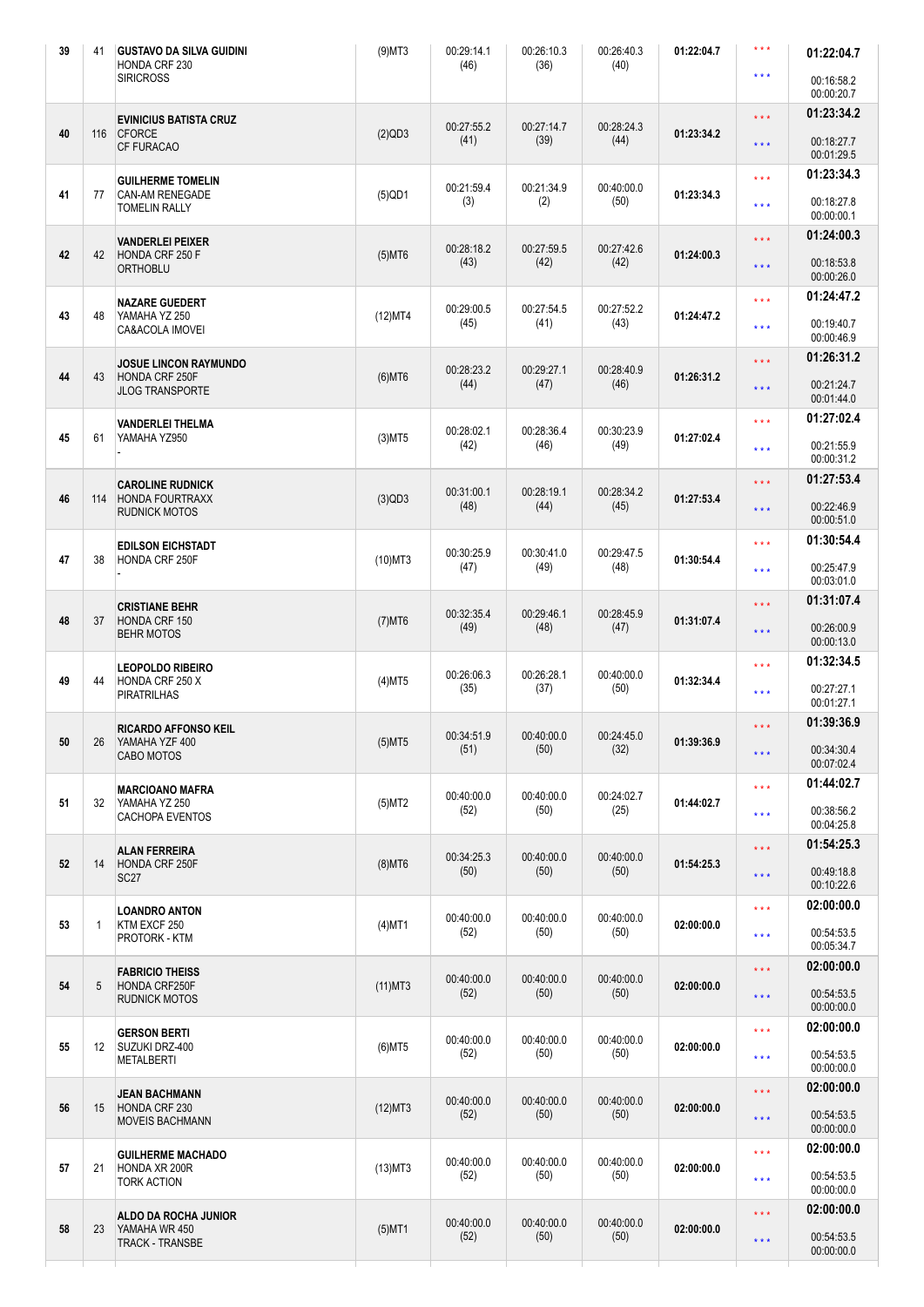| | | | | | | | | | |
|---|---|---|---|---|---|---|---|---|---|
| 39 | 41 | **GUSTAVO DA SILVA GUIDINI**<br>HONDA CRF 230<br>SIRICROSS | (9)MT3 | 00:29:14.1<br>(46) | 00:26:10.3<br>(36) | 00:26:40.3<br>(40) | **01:22:04.7** | \*\*\*<br>\*\*\* | **01:22:04.7**<br>00:16:58.2<br>00:00:20.7 |
| 40 | 116 | **EVINICIUS BATISTA CRUZ**<br>CFORCE<br>CF FURACAO | (2)QD3 | 00:27:55.2<br>(41) | 00:27:14.7<br>(39) | 00:28:24.3<br>(44) | **01:23:34.2** | \*\*\*<br>\*\*\* | **01:23:34.2**<br>00:18:27.7<br>00:01:29.5 |
| 41 | 77 | **GUILHERME TOMELIN**<br>CAN-AM RENEGADE<br>TOMELIN RALLY | (5)QD1 | 00:21:59.4<br>(3) | 00:21:34.9<br>(2) | 00:40:00.0<br>(50) | **01:23:34.3** | \*\*\*<br>\*\*\* | **01:23:34.3**<br>00:18:27.8<br>00:00:00.1 |
| 42 | 42 | **VANDERLEI PEIXER**<br>HONDA CRF 250 F<br>ORTHOBLU | (5)MT6 | 00:28:18.2<br>(43) | 00:27:59.5<br>(42) | 00:27:42.6<br>(42) | **01:24:00.3** | \*\*\*<br>\*\*\* | **01:24:00.3**<br>00:18:53.8<br>00:00:26.0 |
| 43 | 48 | **NAZARE GUEDERT**<br>YAMAHA YZ 250<br>CA&ACOLA IMOVEI | (12)MT4 | 00:29:00.5<br>(45) | 00:27:54.5<br>(41) | 00:27:52.2<br>(43) | **01:24:47.2** | \*\*\*<br>\*\*\* | **01:24:47.2**<br>00:19:40.7<br>00:00:46.9 |
| 44 | 43 | **JOSUE LINCON RAYMUNDO**<br>HONDA CRF 250F<br>JLOG TRANSPORTE | (6)MT6 | 00:28:23.2<br>(44) | 00:29:27.1<br>(47) | 00:28:40.9<br>(46) | **01:26:31.2** | \*\*\*<br>\*\*\* | **01:26:31.2**<br>00:21:24.7<br>00:01:44.0 |
| 45 | 61 | **VANDERLEI THELMA**<br>YAMAHA YZ950<br>- | (3)MT5 | 00:28:02.1<br>(42) | 00:28:36.4<br>(46) | 00:30:23.9<br>(49) | **01:27:02.4** | \*\*\*<br>\*\*\* | **01:27:02.4**<br>00:21:55.9<br>00:00:31.2 |
| 46 | 114 | **CAROLINE RUDNICK**<br>HONDA FOURTRAXX<br>RUDNICK MOTOS | (3)QD3 | 00:31:00.1<br>(48) | 00:28:19.1<br>(44) | 00:28:34.2<br>(45) | **01:27:53.4** | \*\*\*<br>\*\*\* | **01:27:53.4**<br>00:22:46.9<br>00:00:51.0 |
| 47 | 38 | **EDILSON EICHSTADT**<br>HONDA CRF 250F<br>- | (10)MT3 | 00:30:25.9<br>(47) | 00:30:41.0<br>(49) | 00:29:47.5<br>(48) | **01:30:54.4** | \*\*\*<br>\*\*\* | **01:30:54.4**<br>00:25:47.9<br>00:03:01.0 |
| 48 | 37 | **CRISTIANE BEHR**<br>HONDA CRF 150<br>BEHR MOTOS | (7)MT6 | 00:32:35.4<br>(49) | 00:29:46.1<br>(48) | 00:28:45.9<br>(47) | **01:31:07.4** | \*\*\*<br>\*\*\* | **01:31:07.4**<br>00:26:00.9<br>00:00:13.0 |
| 49 | 44 | **LEOPOLDO RIBEIRO**<br>HONDA CRF 250 X<br>PIRATRILHAS | (4)MT5 | 00:26:06.3<br>(35) | 00:26:28.1<br>(37) | 00:40:00.0<br>(50) | **01:32:34.4** | \*\*\*<br>\*\*\* | **01:32:34.5**<br>00:27:27.1<br>00:01:27.1 |
| 50 | 26 | **RICARDO AFFONSO KEIL**<br>YAMAHA YZF 400<br>CABO MOTOS | (5)MT5 | 00:34:51.9<br>(51) | 00:40:00.0<br>(50) | 00:24:45.0<br>(32) | **01:39:36.9** | \*\*\*<br>\*\*\* | **01:39:36.9**<br>00:34:30.4<br>00:07:02.4 |
| 51 | 32 | **MARCIOANO MAFRA**<br>YAMAHA YZ 250<br>CACHOPA EVENTOS | (5)MT2 | 00:40:00.0<br>(52) | 00:40:00.0<br>(50) | 00:24:02.7<br>(25) | **01:44:02.7** | \*\*\*<br>\*\*\* | **01:44:02.7**<br>00:38:56.2<br>00:04:25.8 |
| 52 | 14 | **ALAN FERREIRA**<br>HONDA CRF 250F<br>SC27 | (8)MT6 | 00:34:25.3<br>(50) | 00:40:00.0<br>(50) | 00:40:00.0<br>(50) | **01:54:25.3** | \*\*\*<br>\*\*\* | **01:54:25.3**<br>00:49:18.8<br>00:10:22.6 |
| 53 | 1 | **LOANDRO ANTON**<br>KTM EXCF 250<br>PROTORK - KTM | (4)MT1 | 00:40:00.0<br>(52) | 00:40:00.0<br>(50) | 00:40:00.0<br>(50) | **02:00:00.0** | \*\*\*<br>\*\*\* | **02:00:00.0**<br>00:54:53.5<br>00:05:34.7 |
| 54 | 5 | **FABRICIO THEISS**<br>HONDA CRF250F<br>RUDNICK MOTOS | (11)MT3 | 00:40:00.0<br>(52) | 00:40:00.0<br>(50) | 00:40:00.0<br>(50) | **02:00:00.0** | \*\*\*<br>\*\*\* | **02:00:00.0**<br>00:54:53.5<br>00:00:00.0 |
| 55 | 12 | **GERSON BERTI**<br>SUZUKI DRZ-400<br>METALBERTI | (6)MT5 | 00:40:00.0<br>(52) | 00:40:00.0<br>(50) | 00:40:00.0<br>(50) | **02:00:00.0** | \*\*\*<br>\*\*\* | **02:00:00.0**<br>00:54:53.5<br>00:00:00.0 |
| 56 | 15 | **JEAN BACHMANN**<br>HONDA CRF 230<br>MOVEIS BACHMANN | (12)MT3 | 00:40:00.0<br>(52) | 00:40:00.0<br>(50) | 00:40:00.0<br>(50) | **02:00:00.0** | \*\*\*<br>\*\*\* | **02:00:00.0**<br>00:54:53.5<br>00:00:00.0 |
| 57 | 21 | **GUILHERME MACHADO**<br>HONDA XR 200R<br>TORK ACTION | (13)MT3 | 00:40:00.0<br>(52) | 00:40:00.0<br>(50) | 00:40:00.0<br>(50) | **02:00:00.0** | \*\*\*<br>\*\*\* | **02:00:00.0**<br>00:54:53.5<br>00:00:00.0 |
| 58 | 23 | **ALDO DA ROCHA JUNIOR**<br>YAMAHA WR 450<br>TRACK - TRANSBE | (5)MT1 | 00:40:00.0<br>(52) | 00:40:00.0<br>(50) | 00:40:00.0<br>(50) | **02:00:00.0** | \*\*\*<br>\*\*\* | **02:00:00.0**<br>00:54:53.5<br>00:00:00.0 |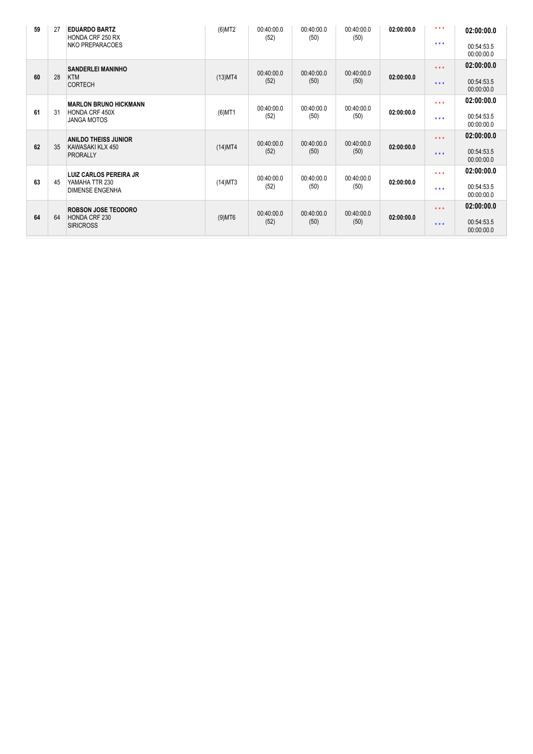| | | | | | | | | | |
|---|---|---|---|---|---|---|---|---|---|
| 59 | 27 | **EDUARDO BARTZ**<br>HONDA CRF 250 RX<br>NKO PREPARACOES | (6)MT2 | 00:40:00.0<br>(52) | 00:40:00.0<br>(50) | 00:40:00.0<br>(50) | **02:00:00.0** | ***<br>*** | **02:00:00.0**<br>00:54:53.5<br>00:00:00.0 |
| 60 | 28 | **SANDERLEI MANINHO**<br>KTM<br>CORTECH | (13)MT4 | 00:40:00.0<br>(52) | 00:40:00.0<br>(50) | 00:40:00.0<br>(50) | **02:00:00.0** | ***<br>*** | **02:00:00.0**<br>00:54:53.5<br>00:00:00.0 |
| 61 | 31 | **MARLON BRUNO HICKMANN**<br>HONDA CRF 450X<br>JANGA MOTOS | (6)MT1 | 00:40:00.0<br>(52) | 00:40:00.0<br>(50) | 00:40:00.0<br>(50) | **02:00:00.0** | ***<br>*** | **02:00:00.0**<br>00:54:53.5<br>00:00:00.0 |
| 62 | 35 | **ANILDO THEISS JUNIOR**<br>KAWASAKI KLX 450<br>PRORALLY | (14)MT4 | 00:40:00.0<br>(52) | 00:40:00.0<br>(50) | 00:40:00.0<br>(50) | **02:00:00.0** | ***<br>*** | **02:00:00.0**<br>00:54:53.5<br>00:00:00.0 |
| 63 | 45 | **LUIZ CARLOS PEREIRA JR**<br>YAMAHA TTR 230<br>DIMENSE ENGENHA | (14)MT3 | 00:40:00.0<br>(52) | 00:40:00.0<br>(50) | 00:40:00.0<br>(50) | **02:00:00.0** | ***<br>*** | **02:00:00.0**<br>00:54:53.5<br>00:00:00.0 |
| 64 | 64 | **ROBSON JOSE TEODORO**<br>HONDA CRF 230<br>SIRICROSS | (9)MT6 | 00:40:00.0<br>(52) | 00:40:00.0<br>(50) | 00:40:00.0<br>(50) | **02:00:00.0** | ***<br>*** | **02:00:00.0**<br>00:54:53.5<br>00:00:00.0 |